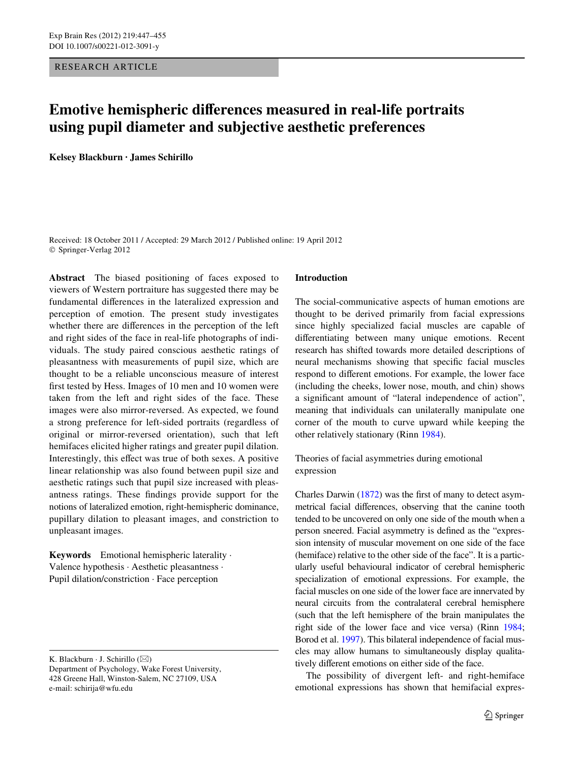RESEARCH ARTICLE

# Emotive hemispheric differences measured in real-life portraits using pupil diameter and subjective aesthetic preferences

**Kelsey Blackburn · James Schirillo**

Received: 18 October 2011 / Accepted: 29 March 2012 / Published online: 19 April 2012
© Springer-Verlag 2012

**Abstract** The biased positioning of faces exposed to viewers of Western portraiture has suggested there may be fundamental differences in the lateralized expression and perception of emotion. The present study investigates whether there are differences in the perception of the left and right sides of the face in real-life photographs of individuals. The study paired conscious aesthetic ratings of pleasantness with measurements of pupil size, which are thought to be a reliable unconscious measure of interest first tested by Hess. Images of 10 men and 10 women were taken from the left and right sides of the face. These images were also mirror-reversed. As expected, we found a strong preference for left-sided portraits (regardless of original or mirror-reversed orientation), such that left hemifaces elicited higher ratings and greater pupil dilation. Interestingly, this effect was true of both sexes. A positive linear relationship was also found between pupil size and aesthetic ratings such that pupil size increased with pleasantness ratings. These findings provide support for the notions of lateralized emotion, right-hemispheric dominance, pupillary dilation to pleasant images, and constriction to unpleasant images.

**Keywords** Emotional hemispheric laterality · Valence hypothesis · Aesthetic pleasantness · Pupil dilation/constriction · Face perception

K. Blackburn · J. Schirillo (✉)
Department of Psychology, Wake Forest University, 428 Greene Hall, Winston-Salem, NC 27109, USA
e-mail: schirija@wfu.edu

## Introduction

The social-communicative aspects of human emotions are thought to be derived primarily from facial expressions since highly specialized facial muscles are capable of differentiating between many unique emotions. Recent research has shifted towards more detailed descriptions of neural mechanisms showing that specific facial muscles respond to different emotions. For example, the lower face (including the cheeks, lower nose, mouth, and chin) shows a significant amount of "lateral independence of action", meaning that individuals can unilaterally manipulate one corner of the mouth to curve upward while keeping the other relatively stationary (Rinn 1984).

### Theories of facial asymmetries during emotional expression

Charles Darwin (1872) was the first of many to detect asymmetrical facial differences, observing that the canine tooth tended to be uncovered on only one side of the mouth when a person sneered. Facial asymmetry is defined as the "expression intensity of muscular movement on one side of the face (hemiface) relative to the other side of the face". It is a particularly useful behavioural indicator of cerebral hemispheric specialization of emotional expressions. For example, the facial muscles on one side of the lower face are innervated by neural circuits from the contralateral cerebral hemisphere (such that the left hemisphere of the brain manipulates the right side of the lower face and vice versa) (Rinn 1984; Borod et al. 1997). This bilateral independence of facial muscles may allow humans to simultaneously display qualitatively different emotions on either side of the face.

The possibility of divergent left- and right-hemiface emotional expressions has shown that hemifacial expres-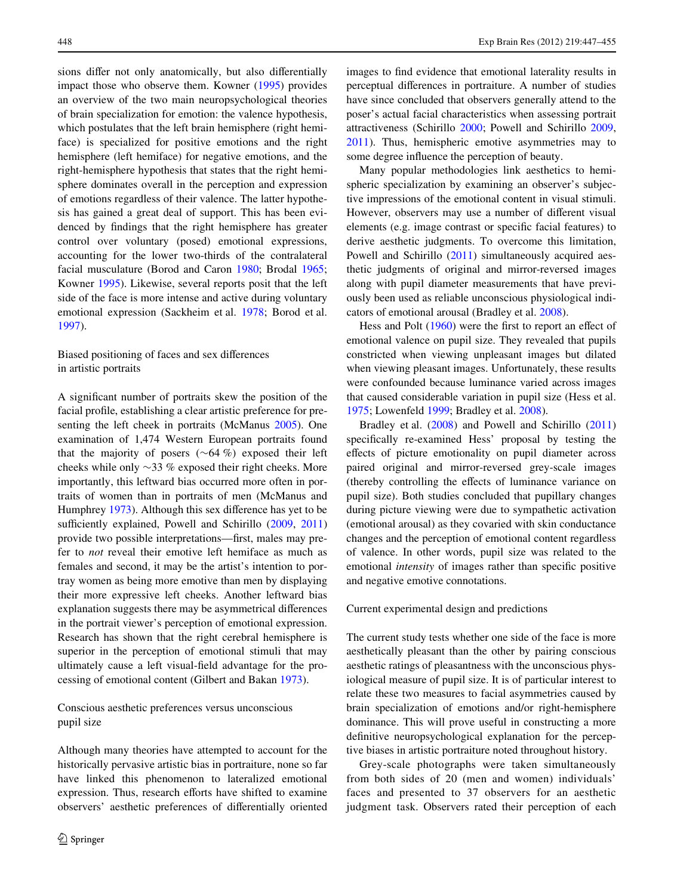sions differ not only anatomically, but also differentially impact those who observe them. Kowner (1995) provides an overview of the two main neuropsychological theories of brain specialization for emotion: the valence hypothesis, which postulates that the left brain hemisphere (right hemiface) is specialized for positive emotions and the right hemisphere (left hemiface) for negative emotions, and the right-hemisphere hypothesis that states that the right hemisphere dominates overall in the perception and expression of emotions regardless of their valence. The latter hypothesis has gained a great deal of support. This has been evidenced by findings that the right hemisphere has greater control over voluntary (posed) emotional expressions, accounting for the lower two-thirds of the contralateral facial musculature (Borod and Caron 1980; Brodal 1965; Kowner 1995). Likewise, several reports posit that the left side of the face is more intense and active during voluntary emotional expression (Sackheim et al. 1978; Borod et al. 1997).

### Biased positioning of faces and sex differences in artistic portraits

A significant number of portraits skew the position of the facial profile, establishing a clear artistic preference for presenting the left cheek in portraits (McManus 2005). One examination of 1,474 Western European portraits found that the majority of posers (~64 %) exposed their left cheeks while only ~33 % exposed their right cheeks. More importantly, this leftward bias occurred more often in portraits of women than in portraits of men (McManus and Humphrey 1973). Although this sex difference has yet to be sufficiently explained, Powell and Schirillo (2009, 2011) provide two possible interpretations—first, males may prefer to *not* reveal their emotive left hemiface as much as females and second, it may be the artist's intention to portray women as being more emotive than men by displaying their more expressive left cheeks. Another leftward bias explanation suggests there may be asymmetrical differences in the portrait viewer's perception of emotional expression. Research has shown that the right cerebral hemisphere is superior in the perception of emotional stimuli that may ultimately cause a left visual-field advantage for the processing of emotional content (Gilbert and Bakan 1973).

### Conscious aesthetic preferences versus unconscious pupil size

Although many theories have attempted to account for the historically pervasive artistic bias in portraiture, none so far have linked this phenomenon to lateralized emotional expression. Thus, research efforts have shifted to examine observers' aesthetic preferences of differentially oriented images to find evidence that emotional laterality results in perceptual differences in portraiture. A number of studies have since concluded that observers generally attend to the poser's actual facial characteristics when assessing portrait attractiveness (Schirillo 2000; Powell and Schirillo 2009, 2011). Thus, hemispheric emotive asymmetries may to some degree influence the perception of beauty.

Many popular methodologies link aesthetics to hemispheric specialization by examining an observer's subjective impressions of the emotional content in visual stimuli. However, observers may use a number of different visual elements (e.g. image contrast or specific facial features) to derive aesthetic judgments. To overcome this limitation, Powell and Schirillo (2011) simultaneously acquired aesthetic judgments of original and mirror-reversed images along with pupil diameter measurements that have previously been used as reliable unconscious physiological indicators of emotional arousal (Bradley et al. 2008).

Hess and Polt (1960) were the first to report an effect of emotional valence on pupil size. They revealed that pupils constricted when viewing unpleasant images but dilated when viewing pleasant images. Unfortunately, these results were confounded because luminance varied across images that caused considerable variation in pupil size (Hess et al. 1975; Lowenfeld 1999; Bradley et al. 2008).

Bradley et al. (2008) and Powell and Schirillo (2011) specifically re-examined Hess' proposal by testing the effects of picture emotionality on pupil diameter across paired original and mirror-reversed grey-scale images (thereby controlling the effects of luminance variance on pupil size). Both studies concluded that pupillary changes during picture viewing were due to sympathetic activation (emotional arousal) as they covaried with skin conductance changes and the perception of emotional content regardless of valence. In other words, pupil size was related to the emotional *intensity* of images rather than specific positive and negative emotive connotations.

### Current experimental design and predictions

The current study tests whether one side of the face is more aesthetically pleasant than the other by pairing conscious aesthetic ratings of pleasantness with the unconscious physiological measure of pupil size. It is of particular interest to relate these two measures to facial asymmetries caused by brain specialization of emotions and/or right-hemisphere dominance. This will prove useful in constructing a more definitive neuropsychological explanation for the perceptive biases in artistic portraiture noted throughout history.

Grey-scale photographs were taken simultaneously from both sides of 20 (men and women) individuals' faces and presented to 37 observers for an aesthetic judgment task. Observers rated their perception of each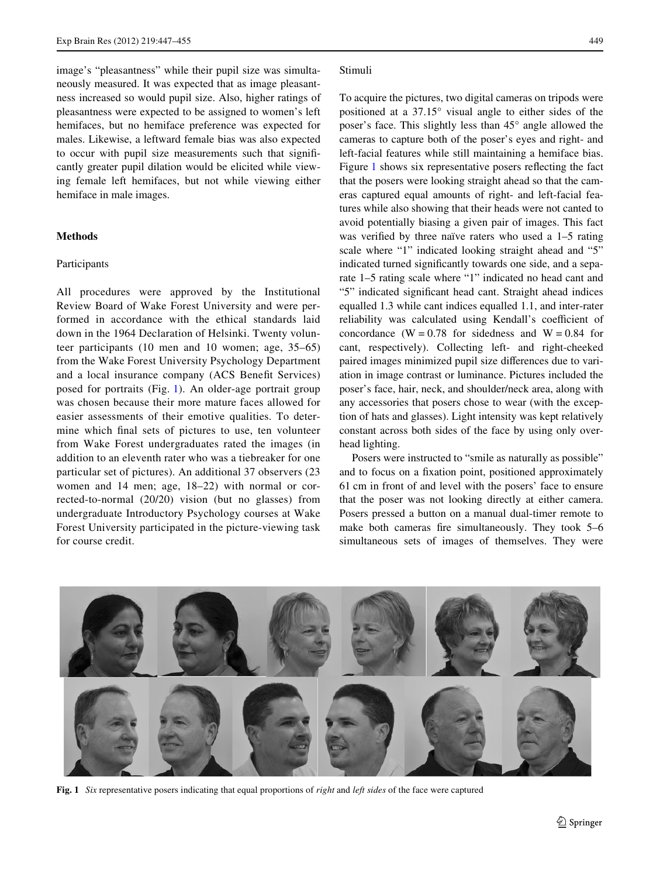image's "pleasantness" while their pupil size was simultaneously measured. It was expected that as image pleasantness increased so would pupil size. Also, higher ratings of pleasantness were expected to be assigned to women's left hemifaces, but no hemiface preference was expected for males. Likewise, a leftward female bias was also expected to occur with pupil size measurements such that significantly greater pupil dilation would be elicited while viewing female left hemifaces, but not while viewing either hemiface in male images.

## Methods

### Participants

All procedures were approved by the Institutional Review Board of Wake Forest University and were performed in accordance with the ethical standards laid down in the 1964 Declaration of Helsinki. Twenty volunteer participants (10 men and 10 women; age, 35–65) from the Wake Forest University Psychology Department and a local insurance company (ACS Benefit Services) posed for portraits (Fig. 1). An older-age portrait group was chosen because their more mature faces allowed for easier assessments of their emotive qualities. To determine which final sets of pictures to use, ten volunteer from Wake Forest undergraduates rated the images (in addition to an eleventh rater who was a tiebreaker for one particular set of pictures). An additional 37 observers (23 women and 14 men; age, 18–22) with normal or corrected-to-normal (20/20) vision (but no glasses) from undergraduate Introductory Psychology courses at Wake Forest University participated in the picture-viewing task for course credit.

### Stimuli

To acquire the pictures, two digital cameras on tripods were positioned at a 37.15° visual angle to either sides of the poser's face. This slightly less than 45° angle allowed the cameras to capture both of the poser's eyes and right- and left-facial features while still maintaining a hemiface bias. Figure 1 shows six representative posers reflecting the fact that the posers were looking straight ahead so that the cameras captured equal amounts of right- and left-facial features while also showing that their heads were not canted to avoid potentially biasing a given pair of images. This fact was verified by three naïve raters who used a 1–5 rating scale where "1" indicated looking straight ahead and "5" indicated turned significantly towards one side, and a separate 1–5 rating scale where "1" indicated no head cant and "5" indicated significant head cant. Straight ahead indices equalled 1.3 while cant indices equalled 1.1, and inter-rater reliability was calculated using Kendall's coefficient of concordance ($W = 0.78$ for sidedness and $W = 0.84$ for cant, respectively). Collecting left- and right-cheeked paired images minimized pupil size differences due to variation in image contrast or luminance. Pictures included the poser's face, hair, neck, and shoulder/neck area, along with any accessories that posers chose to wear (with the exception of hats and glasses). Light intensity was kept relatively constant across both sides of the face by using only overhead lighting.

Posers were instructed to "smile as naturally as possible" and to focus on a fixation point, positioned approximately 61 cm in front of and level with the posers' face to ensure that the poser was not looking directly at either camera. Posers pressed a button on a manual dual-timer remote to make both cameras fire simultaneously. They took 5–6 simultaneous sets of images of themselves. They were

**Fig. 1** *Six* representative posers indicating that equal proportions of *right* and *left sides* of the face were captured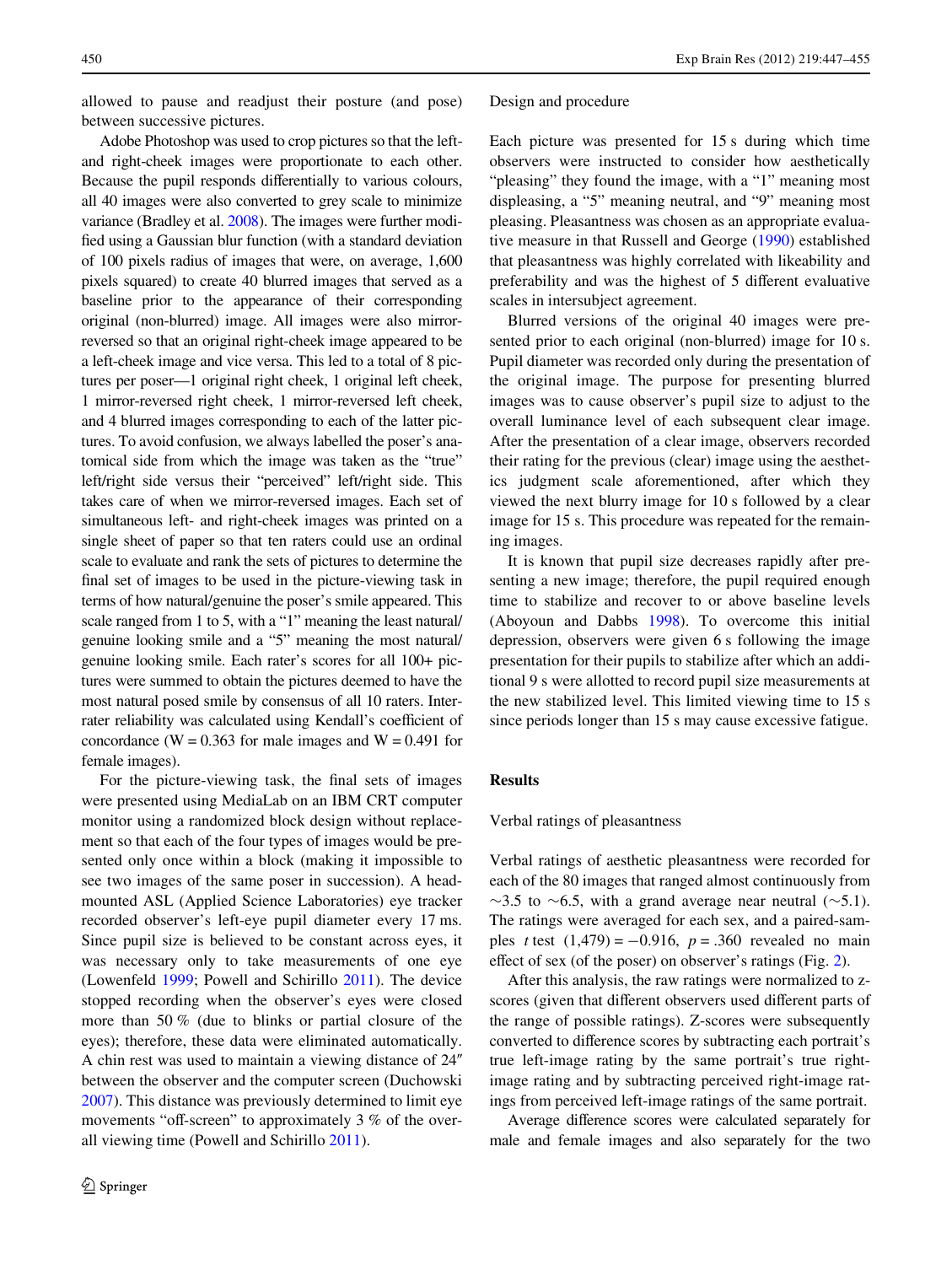allowed to pause and readjust their posture (and pose) between successive pictures.

Adobe Photoshop was used to crop pictures so that the left- and right-cheek images were proportionate to each other. Because the pupil responds differentially to various colours, all 40 images were also converted to grey scale to minimize variance (Bradley et al. 2008). The images were further modified using a Gaussian blur function (with a standard deviation of 100 pixels radius of images that were, on average, 1,600 pixels squared) to create 40 blurred images that served as a baseline prior to the appearance of their corresponding original (non-blurred) image. All images were also mirror-reversed so that an original right-cheek image appeared to be a left-cheek image and vice versa. This led to a total of 8 pictures per poser—1 original right cheek, 1 original left cheek, 1 mirror-reversed right cheek, 1 mirror-reversed left cheek, and 4 blurred images corresponding to each of the latter pictures. To avoid confusion, we always labelled the poser's anatomical side from which the image was taken as the "true" left/right side versus their "perceived" left/right side. This takes care of when we mirror-reversed images. Each set of simultaneous left- and right-cheek images was printed on a single sheet of paper so that ten raters could use an ordinal scale to evaluate and rank the sets of pictures to determine the final set of images to be used in the picture-viewing task in terms of how natural/genuine the poser's smile appeared. This scale ranged from 1 to 5, with a "1" meaning the least natural/genuine looking smile and a "5" meaning the most natural/genuine looking smile. Each rater's scores for all 100+ pictures were summed to obtain the pictures deemed to have the most natural posed smile by consensus of all 10 raters. Inter-rater reliability was calculated using Kendall's coefficient of concordance ($W = 0.363$ for male images and $W = 0.491$ for female images).

For the picture-viewing task, the final sets of images were presented using MediaLab on an IBM CRT computer monitor using a randomized block design without replacement so that each of the four types of images would be presented only once within a block (making it impossible to see two images of the same poser in succession). A head-mounted ASL (Applied Science Laboratories) eye tracker recorded observer's left-eye pupil diameter every 17 ms. Since pupil size is believed to be constant across eyes, it was necessary only to take measurements of one eye (Lowenfeld 1999; Powell and Schirillo 2011). The device stopped recording when the observer's eyes were closed more than 50 % (due to blinks or partial closure of the eyes); therefore, these data were eliminated automatically. A chin rest was used to maintain a viewing distance of 24″ between the observer and the computer screen (Duchowski 2007). This distance was previously determined to limit eye movements "off-screen" to approximately 3 % of the overall viewing time (Powell and Schirillo 2011).

## Design and procedure

Each picture was presented for 15 s during which time observers were instructed to consider how aesthetically "pleasing" they found the image, with a "1" meaning most displeasing, a "5" meaning neutral, and "9" meaning most pleasing. Pleasantness was chosen as an appropriate evaluative measure in that Russell and George (1990) established that pleasantness was highly correlated with likeability and preferability and was the highest of 5 different evaluative scales in intersubject agreement.

Blurred versions of the original 40 images were presented prior to each original (non-blurred) image for 10 s. Pupil diameter was recorded only during the presentation of the original image. The purpose for presenting blurred images was to cause observer's pupil size to adjust to the overall luminance level of each subsequent clear image. After the presentation of a clear image, observers recorded their rating for the previous (clear) image using the aesthetics judgment scale aforementioned, after which they viewed the next blurry image for 10 s followed by a clear image for 15 s. This procedure was repeated for the remaining images.

It is known that pupil size decreases rapidly after presenting a new image; therefore, the pupil required enough time to stabilize and recover to or above baseline levels (Aboyoun and Dabbs 1998). To overcome this initial depression, observers were given 6 s following the image presentation for their pupils to stabilize after which an additional 9 s were allotted to record pupil size measurements at the new stabilized level. This limited viewing time to 15 s since periods longer than 15 s may cause excessive fatigue.

# Results

## Verbal ratings of pleasantness

Verbal ratings of aesthetic pleasantness were recorded for each of the 80 images that ranged almost continuously from ~3.5 to ~6.5, with a grand average near neutral (~5.1). The ratings were averaged for each sex, and a paired-samples $t$ test $(1,479) = -0.916$, $p = .360$ revealed no main effect of sex (of the poser) on observer's ratings (Fig. 2).

After this analysis, the raw ratings were normalized to z-scores (given that different observers used different parts of the range of possible ratings). Z-scores were subsequently converted to difference scores by subtracting each portrait's true left-image rating by the same portrait's true right-image rating and by subtracting perceived right-image ratings from perceived left-image ratings of the same portrait.

Average difference scores were calculated separately for male and female images and also separately for the two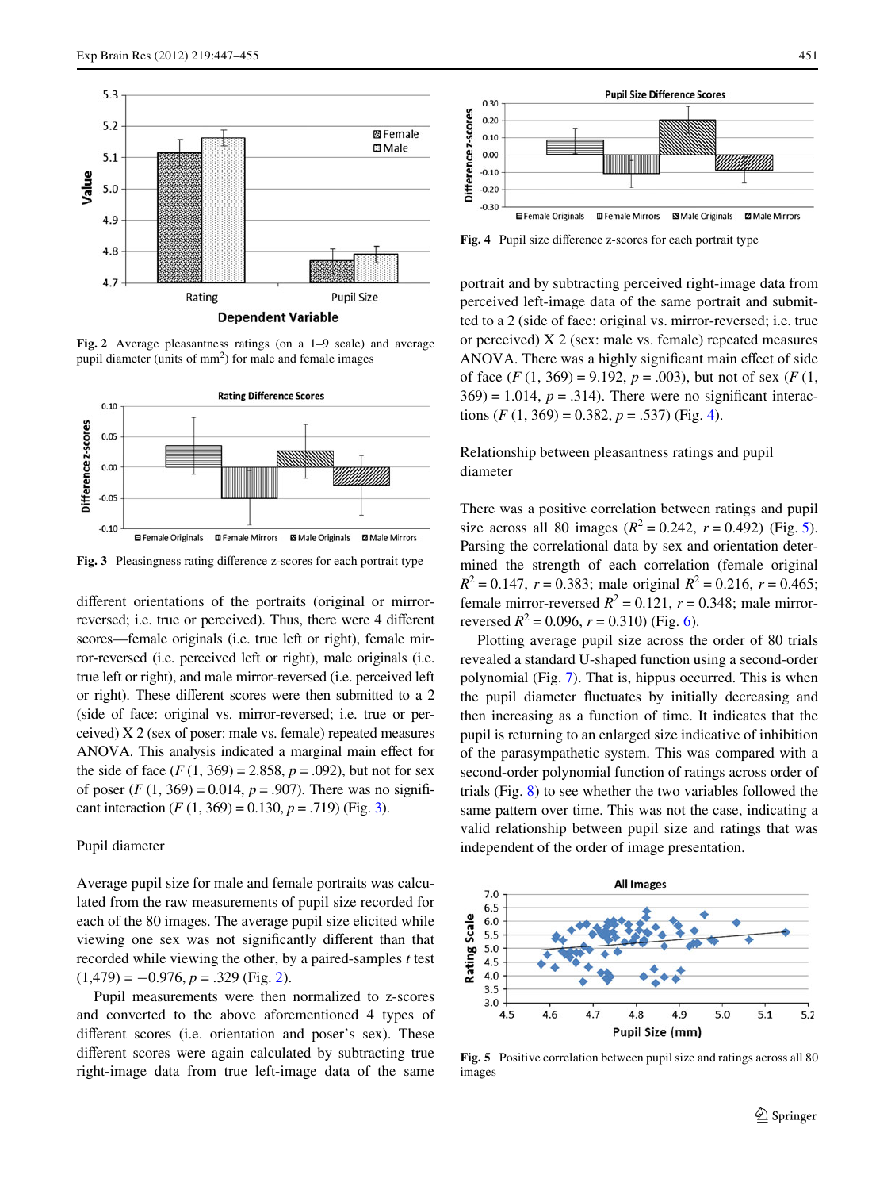Fig. 2 Average pleasantness ratings (on a 1–9 scale) and average pupil diameter (units of mm$^2$) for male and female images

Fig. 3 Pleasingness rating difference z-scores for each portrait type

different orientations of the portraits (original or mirror-reversed; i.e. true or perceived). Thus, there were 4 different scores—female originals (i.e. true left or right), female mirror-reversed (i.e. perceived left or right), male originals (i.e. true left or right), and male mirror-reversed (i.e. perceived left or right). These different scores were then submitted to a 2 (side of face: original vs. mirror-reversed; i.e. true or perceived) X 2 (sex of poser: male vs. female) repeated measures ANOVA. This analysis indicated a marginal main effect for the side of face ($F$ (1, 369) = 2.858, $p$ = .092), but not for sex of poser ($F$ (1, 369) = 0.014, $p$ = .907). There was no significant interaction ($F$ (1, 369) = 0.130, $p$ = .719) (Fig. 3).

## Pupil diameter

Average pupil size for male and female portraits was calculated from the raw measurements of pupil size recorded for each of the 80 images. The average pupil size elicited while viewing one sex was not significantly different than that recorded while viewing the other, by a paired-samples $t$ test (1,479) = −0.976, $p$ = .329 (Fig. 2).

Pupil measurements were then normalized to z-scores and converted to the above aforementioned 4 types of different scores (i.e. orientation and poser's sex). These different scores were again calculated by subtracting true right-image data from true left-image data of the same portrait and by subtracting perceived right-image data from perceived left-image data of the same portrait and submitted to a 2 (side of face: original vs. mirror-reversed; i.e. true or perceived) X 2 (sex: male vs. female) repeated measures ANOVA. There was a highly significant main effect of side of face ($F$ (1, 369) = 9.192, $p$ = .003), but not of sex ($F$ (1, 369) = 1.014, $p$ = .314). There were no significant interactions ($F$ (1, 369) = 0.382, $p$ = .537) (Fig. 4).

Fig. 4 Pupil size difference z-scores for each portrait type

## Relationship between pleasantness ratings and pupil diameter

There was a positive correlation between ratings and pupil size across all 80 images ($R^2$ = 0.242, $r$ = 0.492) (Fig. 5). Parsing the correlational data by sex and orientation determined the strength of each correlation (female original $R^2$ = 0.147, $r$ = 0.383; male original $R^2$ = 0.216, $r$ = 0.465; female mirror-reversed $R^2$ = 0.121, $r$ = 0.348; male mirror-reversed $R^2$ = 0.096, $r$ = 0.310) (Fig. 6).

Plotting average pupil size across the order of 80 trials revealed a standard U-shaped function using a second-order polynomial (Fig. 7). That is, hippus occurred. This is when the pupil diameter fluctuates by initially decreasing and then increasing as a function of time. It indicates that the pupil is returning to an enlarged size indicative of inhibition of the parasympathetic system. This was compared with a second-order polynomial function of ratings across order of trials (Fig. 8) to see whether the two variables followed the same pattern over time. This was not the case, indicating a valid relationship between pupil size and ratings that was independent of the order of image presentation.

Fig. 5 Positive correlation between pupil size and ratings across all 80 images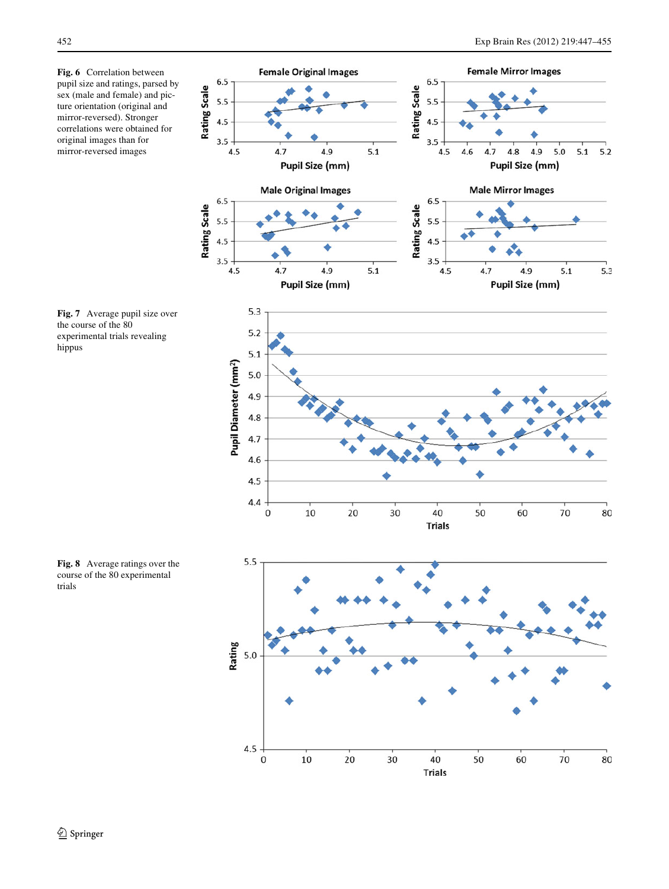**Fig. 6** Correlation between pupil size and ratings, parsed by sex (male and female) and picture orientation (original and mirror-reversed). Stronger correlations were obtained for original images than for mirror-reversed images

**Fig. 7** Average pupil size over the course of the 80 experimental trials revealing hippus

**Fig. 8** Average ratings over the course of the 80 experimental trials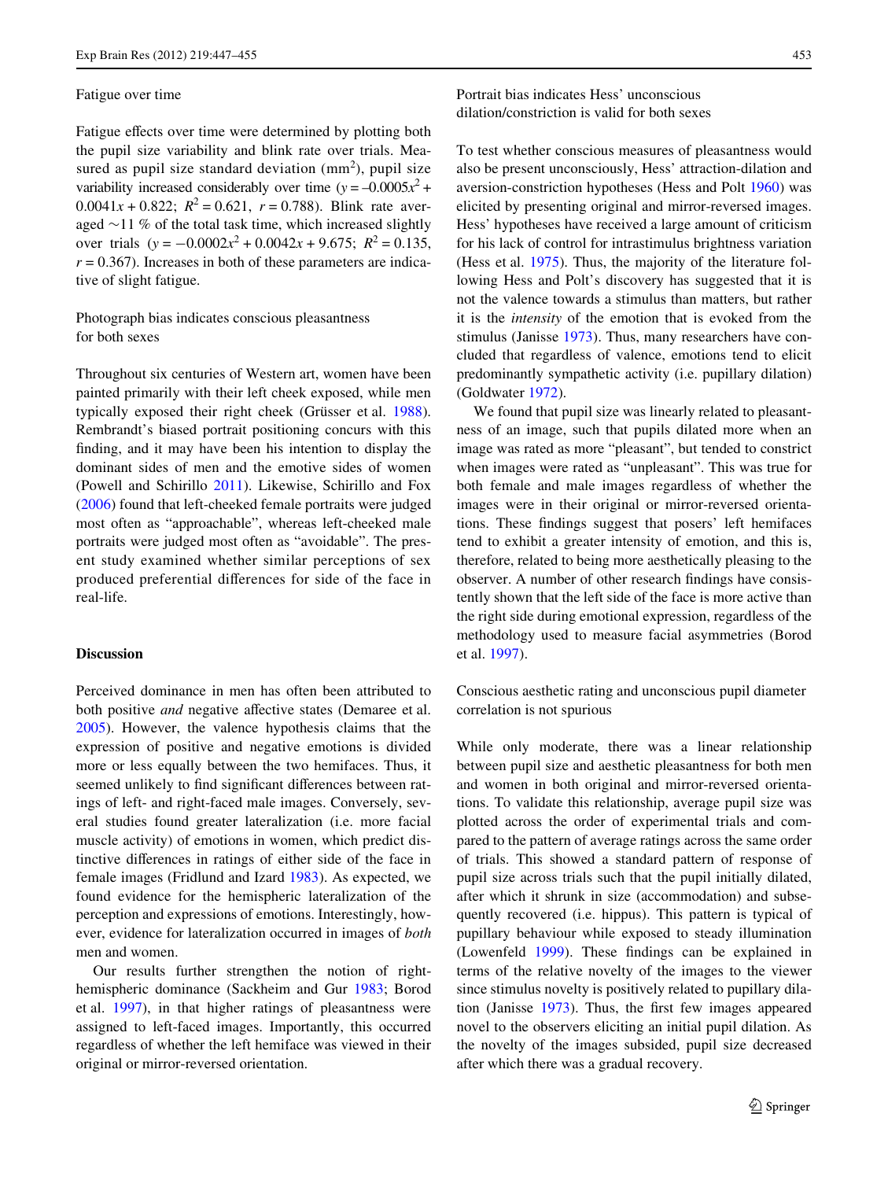### Fatigue over time

Fatigue effects over time were determined by plotting both the pupil size variability and blink rate over trials. Measured as pupil size standard deviation ($mm^2$), pupil size variability increased considerably over time ($y = -0.0005x^2 + 0.0041x + 0.822$; $R^2 = 0.621$, $r = 0.788$). Blink rate averaged ~11 % of the total task time, which increased slightly over trials ($y = -0.0002x^2 + 0.0042x + 9.675$; $R^2 = 0.135$, $r = 0.367$). Increases in both of these parameters are indicative of slight fatigue.

### Photograph bias indicates conscious pleasantness for both sexes

Throughout six centuries of Western art, women have been painted primarily with their left cheek exposed, while men typically exposed their right cheek (Grüsser et al. 1988). Rembrandt's biased portrait positioning concurs with this finding, and it may have been his intention to display the dominant sides of men and the emotive sides of women (Powell and Schirillo 2011). Likewise, Schirillo and Fox (2006) found that left-cheeked female portraits were judged most often as "approachable", whereas left-cheeked male portraits were judged most often as "avoidable". The present study examined whether similar perceptions of sex produced preferential differences for side of the face in real-life.

## Discussion

Perceived dominance in men has often been attributed to both positive *and* negative affective states (Demaree et al. 2005). However, the valence hypothesis claims that the expression of positive and negative emotions is divided more or less equally between the two hemifaces. Thus, it seemed unlikely to find significant differences between ratings of left- and right-faced male images. Conversely, several studies found greater lateralization (i.e. more facial muscle activity) of emotions in women, which predict distinctive differences in ratings of either side of the face in female images (Fridlund and Izard 1983). As expected, we found evidence for the hemispheric lateralization of the perception and expressions of emotions. Interestingly, however, evidence for lateralization occurred in images of *both* men and women.

Our results further strengthen the notion of right-hemispheric dominance (Sackheim and Gur 1983; Borod et al. 1997), in that higher ratings of pleasantness were assigned to left-faced images. Importantly, this occurred regardless of whether the left hemiface was viewed in their original or mirror-reversed orientation.

### Portrait bias indicates Hess' unconscious dilation/constriction is valid for both sexes

To test whether conscious measures of pleasantness would also be present unconsciously, Hess' attraction-dilation and aversion-constriction hypotheses (Hess and Polt 1960) was elicited by presenting original and mirror-reversed images. Hess' hypotheses have received a large amount of criticism for his lack of control for intrastimulus brightness variation (Hess et al. 1975). Thus, the majority of the literature following Hess and Polt's discovery has suggested that it is not the valence towards a stimulus than matters, but rather it is the *intensity* of the emotion that is evoked from the stimulus (Janisse 1973). Thus, many researchers have concluded that regardless of valence, emotions tend to elicit predominantly sympathetic activity (i.e. pupillary dilation) (Goldwater 1972).

We found that pupil size was linearly related to pleasantness of an image, such that pupils dilated more when an image was rated as more "pleasant", but tended to constrict when images were rated as "unpleasant". This was true for both female and male images regardless of whether the images were in their original or mirror-reversed orientations. These findings suggest that posers' left hemifaces tend to exhibit a greater intensity of emotion, and this is, therefore, related to being more aesthetically pleasing to the observer. A number of other research findings have consistently shown that the left side of the face is more active than the right side during emotional expression, regardless of the methodology used to measure facial asymmetries (Borod et al. 1997).

### Conscious aesthetic rating and unconscious pupil diameter correlation is not spurious

While only moderate, there was a linear relationship between pupil size and aesthetic pleasantness for both men and women in both original and mirror-reversed orientations. To validate this relationship, average pupil size was plotted across the order of experimental trials and compared to the pattern of average ratings across the same order of trials. This showed a standard pattern of response of pupil size across trials such that the pupil initially dilated, after which it shrunk in size (accommodation) and subsequently recovered (i.e. hippus). This pattern is typical of pupillary behaviour while exposed to steady illumination (Lowenfeld 1999). These findings can be explained in terms of the relative novelty of the images to the viewer since stimulus novelty is positively related to pupillary dilation (Janisse 1973). Thus, the first few images appeared novel to the observers eliciting an initial pupil dilation. As the novelty of the images subsided, pupil size decreased after which there was a gradual recovery.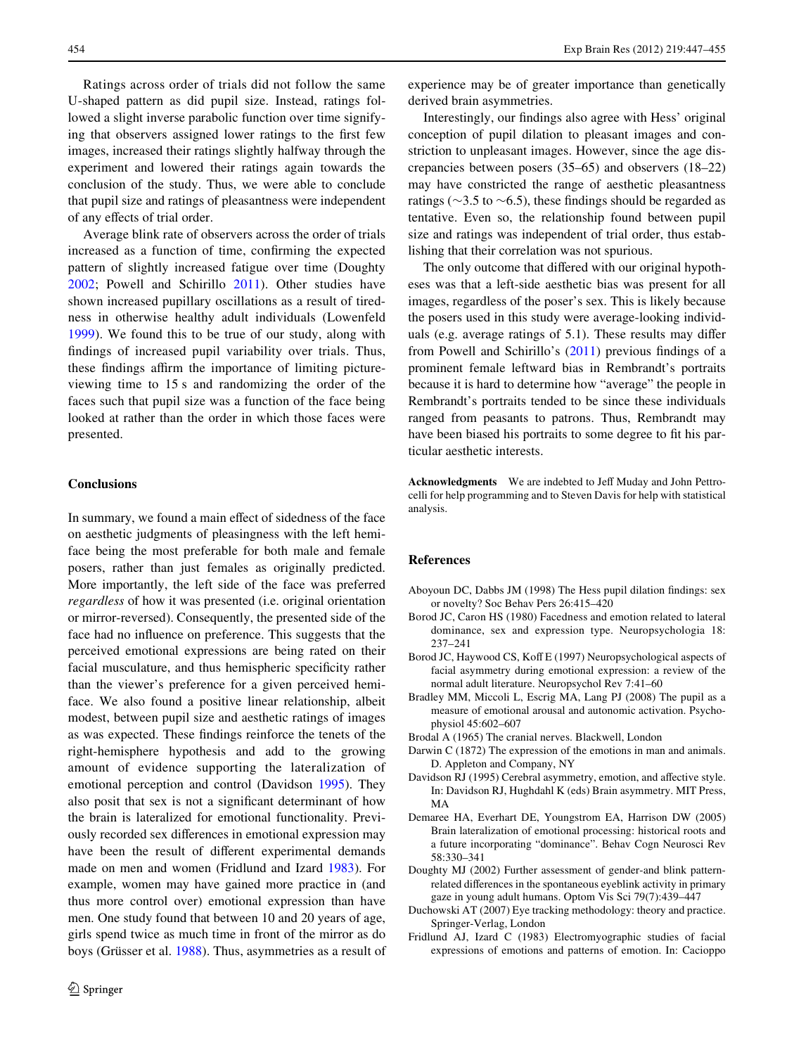Ratings across order of trials did not follow the same U-shaped pattern as did pupil size. Instead, ratings followed a slight inverse parabolic function over time signifying that observers assigned lower ratings to the first few images, increased their ratings slightly halfway through the experiment and lowered their ratings again towards the conclusion of the study. Thus, we were able to conclude that pupil size and ratings of pleasantness were independent of any effects of trial order.

Average blink rate of observers across the order of trials increased as a function of time, confirming the expected pattern of slightly increased fatigue over time (Doughty 2002; Powell and Schirillo 2011). Other studies have shown increased pupillary oscillations as a result of tiredness in otherwise healthy adult individuals (Lowenfeld 1999). We found this to be true of our study, along with findings of increased pupil variability over trials. Thus, these findings affirm the importance of limiting picture-viewing time to 15 s and randomizing the order of the faces such that pupil size was a function of the face being looked at rather than the order in which those faces were presented.

## Conclusions

In summary, we found a main effect of sidedness of the face on aesthetic judgments of pleasingness with the left hemi-face being the most preferable for both male and female posers, rather than just females as originally predicted. More importantly, the left side of the face was preferred *regardless* of how it was presented (i.e. original orientation or mirror-reversed). Consequently, the presented side of the face had no influence on preference. This suggests that the perceived emotional expressions are being rated on their facial musculature, and thus hemispheric specificity rather than the viewer's preference for a given perceived hemi-face. We also found a positive linear relationship, albeit modest, between pupil size and aesthetic ratings of images as was expected. These findings reinforce the tenets of the right-hemisphere hypothesis and add to the growing amount of evidence supporting the lateralization of emotional perception and control (Davidson 1995). They also posit that sex is not a significant determinant of how the brain is lateralized for emotional functionality. Previously recorded sex differences in emotional expression may have been the result of different experimental demands made on men and women (Fridlund and Izard 1983). For example, women may have gained more practice in (and thus more control over) emotional expression than have men. One study found that between 10 and 20 years of age, girls spend twice as much time in front of the mirror as do boys (Grüsser et al. 1988). Thus, asymmetries as a result of experience may be of greater importance than genetically derived brain asymmetries.

Interestingly, our findings also agree with Hess' original conception of pupil dilation to pleasant images and constriction to unpleasant images. However, since the age discrepancies between posers (35–65) and observers (18–22) may have constricted the range of aesthetic pleasantness ratings (~3.5 to ~6.5), these findings should be regarded as tentative. Even so, the relationship found between pupil size and ratings was independent of trial order, thus establishing that their correlation was not spurious.

The only outcome that differed with our original hypotheses was that a left-side aesthetic bias was present for all images, regardless of the poser's sex. This is likely because the posers used in this study were average-looking individuals (e.g. average ratings of 5.1). These results may differ from Powell and Schirillo's (2011) previous findings of a prominent female leftward bias in Rembrandt's portraits because it is hard to determine how "average" the people in Rembrandt's portraits tended to be since these individuals ranged from peasants to patrons. Thus, Rembrandt may have been biased his portraits to some degree to fit his particular aesthetic interests.

**Acknowledgments** We are indebted to Jeff Muday and John Pettrocelli for help programming and to Steven Davis for help with statistical analysis.

## References

Aboyoun DC, Dabbs JM (1998) The Hess pupil dilation findings: sex or novelty? Soc Behav Pers 26:415–420

Borod JC, Caron HS (1980) Facedness and emotion related to lateral dominance, sex and expression type. Neuropsychologia 18:237–241

Borod JC, Haywood CS, Koff E (1997) Neuropsychological aspects of facial asymmetry during emotional expression: a review of the normal adult literature. Neuropsychol Rev 7:41–60

Bradley MM, Miccoli L, Escrig MA, Lang PJ (2008) The pupil as a measure of emotional arousal and autonomic activation. Psychophysiol 45:602–607

Brodal A (1965) The cranial nerves. Blackwell, London

Darwin C (1872) The expression of the emotions in man and animals. D. Appleton and Company, NY

Davidson RJ (1995) Cerebral asymmetry, emotion, and affective style. In: Davidson RJ, Hughdahl K (eds) Brain asymmetry. MIT Press, MA

Demaree HA, Everhart DE, Youngstrom EA, Harrison DW (2005) Brain lateralization of emotional processing: historical roots and a future incorporating "dominance". Behav Cogn Neurosci Rev 58:330–341

Doughty MJ (2002) Further assessment of gender-and blink pattern-related differences in the spontaneous eyeblink activity in primary gaze in young adult humans. Optom Vis Sci 79(7):439–447

Duchowski AT (2007) Eye tracking methodology: theory and practice. Springer-Verlag, London

Fridlund AJ, Izard C (1983) Electromyographic studies of facial expressions of emotions and patterns of emotion. In: Cacioppo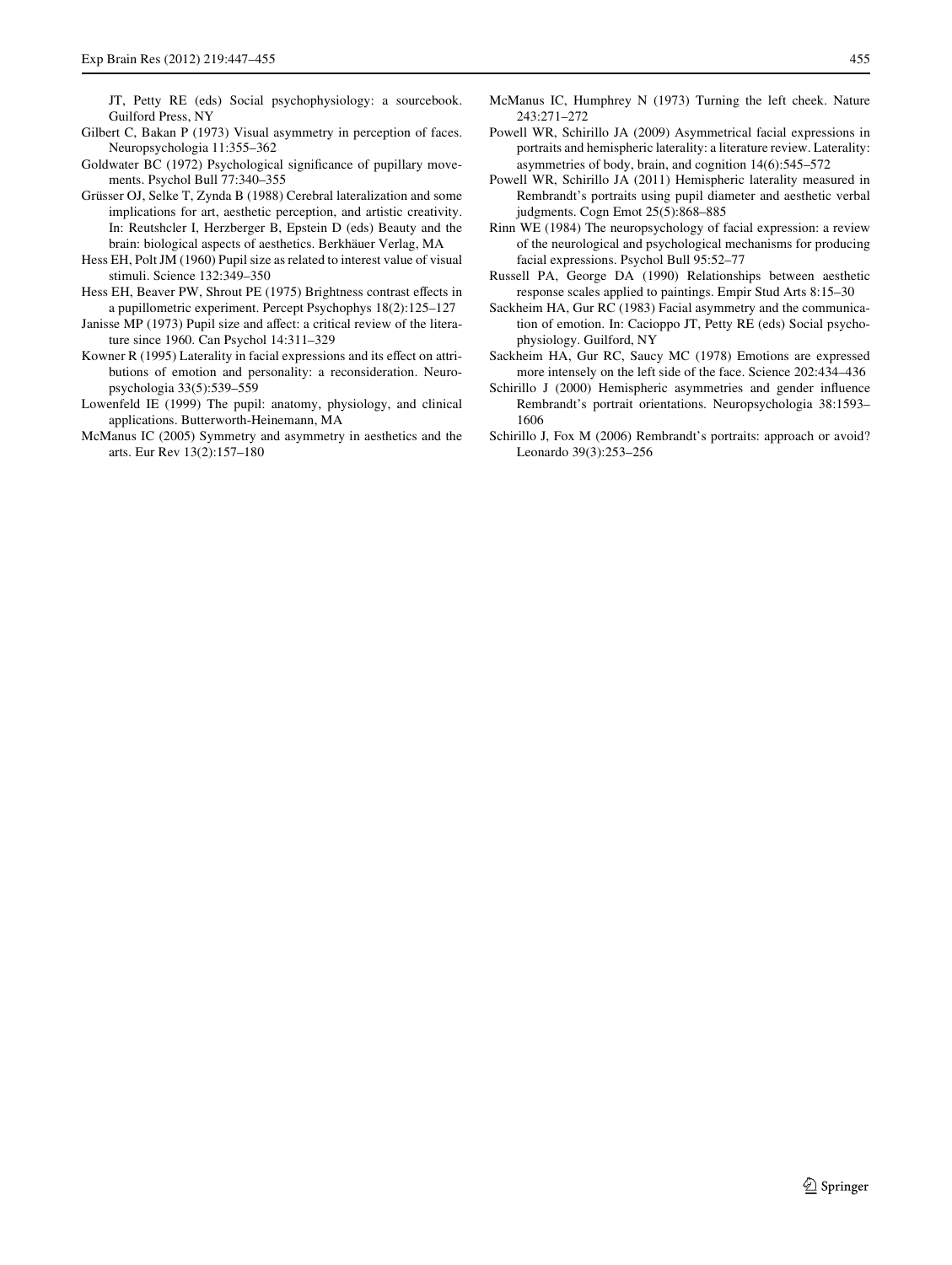JT, Petty RE (eds) Social psychophysiology: a sourcebook. Guilford Press, NY

Gilbert C, Bakan P (1973) Visual asymmetry in perception of faces. Neuropsychologia 11:355–362

Goldwater BC (1972) Psychological significance of pupillary movements. Psychol Bull 77:340–355

Grüsser OJ, Selke T, Zynda B (1988) Cerebral lateralization and some implications for art, aesthetic perception, and artistic creativity. In: Reutshcler I, Herzberger B, Epstein D (eds) Beauty and the brain: biological aspects of aesthetics. Berkhäuer Verlag, MA

Hess EH, Polt JM (1960) Pupil size as related to interest value of visual stimuli. Science 132:349–350

Hess EH, Beaver PW, Shrout PE (1975) Brightness contrast effects in a pupillometric experiment. Percept Psychophys 18(2):125–127

Janisse MP (1973) Pupil size and affect: a critical review of the literature since 1960. Can Psychol 14:311–329

Kowner R (1995) Laterality in facial expressions and its effect on attributions of emotion and personality: a reconsideration. Neuropsychologia 33(5):539–559

Lowenfeld IE (1999) The pupil: anatomy, physiology, and clinical applications. Butterworth-Heinemann, MA

McManus IC (2005) Symmetry and asymmetry in aesthetics and the arts. Eur Rev 13(2):157–180

McManus IC, Humphrey N (1973) Turning the left cheek. Nature 243:271–272

Powell WR, Schirillo JA (2009) Asymmetrical facial expressions in portraits and hemispheric laterality: a literature review. Laterality: asymmetries of body, brain, and cognition 14(6):545–572

Powell WR, Schirillo JA (2011) Hemispheric laterality measured in Rembrandt's portraits using pupil diameter and aesthetic verbal judgments. Cogn Emot 25(5):868–885

Rinn WE (1984) The neuropsychology of facial expression: a review of the neurological and psychological mechanisms for producing facial expressions. Psychol Bull 95:52–77

Russell PA, George DA (1990) Relationships between aesthetic response scales applied to paintings. Empir Stud Arts 8:15–30

Sackheim HA, Gur RC (1983) Facial asymmetry and the communication of emotion. In: Cacioppo JT, Petty RE (eds) Social psychophysiology. Guilford, NY

Sackheim HA, Gur RC, Saucy MC (1978) Emotions are expressed more intensely on the left side of the face. Science 202:434–436

Schirillo J (2000) Hemispheric asymmetries and gender influence Rembrandt's portrait orientations. Neuropsychologia 38:1593–1606

Schirillo J, Fox M (2006) Rembrandt's portraits: approach or avoid? Leonardo 39(3):253–256